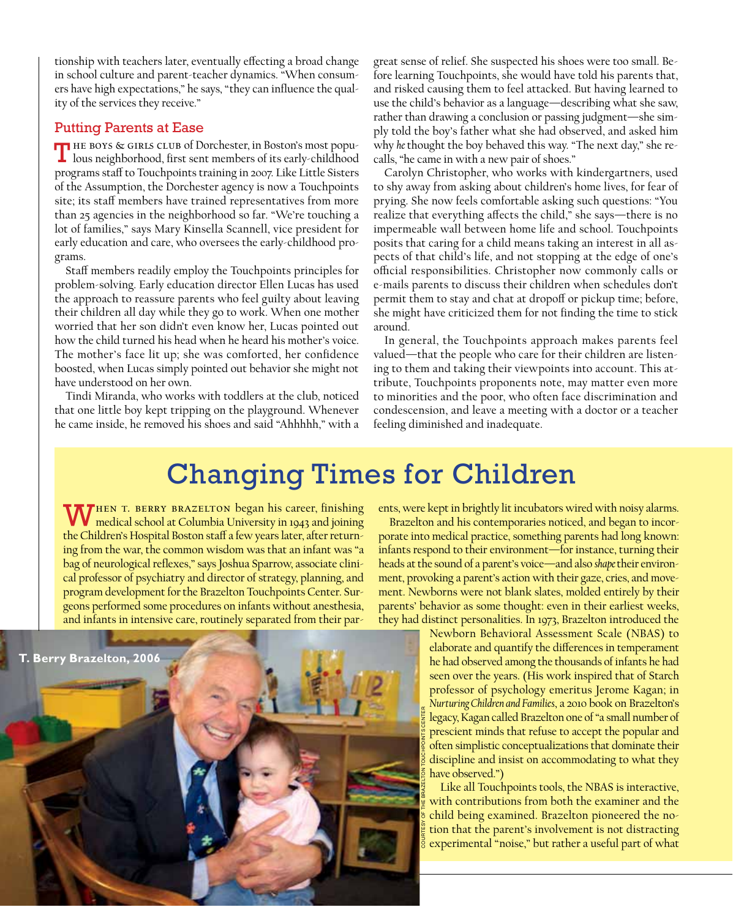tionship with teachers later, eventually effecting a broad change in school culture and parent-teacher dynamics. "When consumers have high expectations," he says, "they can influence the quality of the services they receive."

### Putting Parents at Ease

THE BOYS & GIRLS CLUB of Dorchester, in Boston's most populous neighborhood, first sent members of its early-childhood programs staff to Touchpoints training in 2007. Like Little Sisters of the Assumption, the Dorchester agency is now a Touchpoints site; its staff members have trained representatives from more than 25 agencies in the neighborhood so far. "We're touching a lot of families," says Mary Kinsella Scannell, vice president for early education and care, who oversees the early-childhood programs.

Staff members readily employ the Touchpoints principles for problem-solving. Early education director Ellen Lucas has used the approach to reassure parents who feel guilty about leaving their children all day while they go to work. When one mother worried that her son didn't even know her, Lucas pointed out how the child turned his head when he heard his mother's voice. The mother's face lit up; she was comforted, her confidence boosted, when Lucas simply pointed out behavior she might not have understood on her own.

Tindi Miranda, who works with toddlers at the club, noticed that one little boy kept tripping on the playground. Whenever he came inside, he removed his shoes and said "Ahhhhh," with a great sense of relief. She suspected his shoes were too small. Before learning Touchpoints, she would have told his parents that, and risked causing them to feel attacked. But having learned to use the child's behavior as a language—describing what she saw, rather than drawing a conclusion or passing judgment—she simply told the boy's father what she had observed, and asked him why *he* thought the boy behaved this way. "The next day," she recalls, "he came in with a new pair of shoes."

Carolyn Christopher, who works with kindergartners, used to shy away from asking about children's home lives, for fear of prying. She now feels comfortable asking such questions: "You realize that everything affects the child," she says—there is no impermeable wall between home life and school. Touchpoints posits that caring for a child means taking an interest in all aspects of that child's life, and not stopping at the edge of one's official responsibilities. Christopher now commonly calls or e-mails parents to discuss their children when schedules don't permit them to stay and chat at dropoff or pickup time; before, she might have criticized them for not finding the time to stick around.

In general, the Touchpoints approach makes parents feel valued—that the people who care for their children are listening to them and taking their viewpoints into account. This attribute, Touchpoints proponents note, may matter even more to minorities and the poor, who often face discrimination and condescension, and leave a meeting with a doctor or a teacher feeling diminished and inadequate.

## Changing Times for Children

WHEN T. BERRY BRAZELTON began his career, finishing medical school at Columbia University in 1943 and joining the Children's Hospital Boston staff a few years later, after returning from the war, the common wisdom was that an infant was "a bag of neurological reflexes," says Joshua Sparrow, associate clinical professor of psychiatry and director of strategy, planning, and program development for the Brazelton Touchpoints Center. Surgeons performed some procedures on infants without anesthesia, and infants in intensive care, routinely separated from their parents, were kept in brightly lit incubators wired with noisy alarms.

Brazelton and his contemporaries noticed, and began to incorporate into medical practice, something parents had long known: infants respond to their environment—for instance, turning their heads at the sound of a parent's voice—and also *shape* their environment, provoking a parent's action with their gaze, cries, and movement. Newborns were not blank slates, molded entirely by their parents' behavior as some thought: even in their earliest weeks, they had distinct personalities. In 1973, Brazelton introduced the Newborn Behavioral Assessment Scale (NBAS) to elaborate and quantify the differences in temperament he had observed among the thousands of infants he had seen over the years. (His work inspired that of Starch professor of psychology emeritus Jerome Kagan; in *Nurturing Children and Families*, a 2010 book on Brazelton's legacy, Kagan called Brazelton one of "a small number of prescient minds that refuse to accept the popular and often simplistic conceptualizations that dominate their discipline and insist on accommodating to what they have observed.")

T. Berry Brazelton, 2006

COURTESY OF THE BRAZELTON TOUCHPOINTS CENTER

Like all Touchpoints tools, the NBAS is interactive, with contributions from both the examiner and the child being examined. Brazelton pioneered the notion that the parent's involvement is not distracting experimental "noise," but rather a useful part of what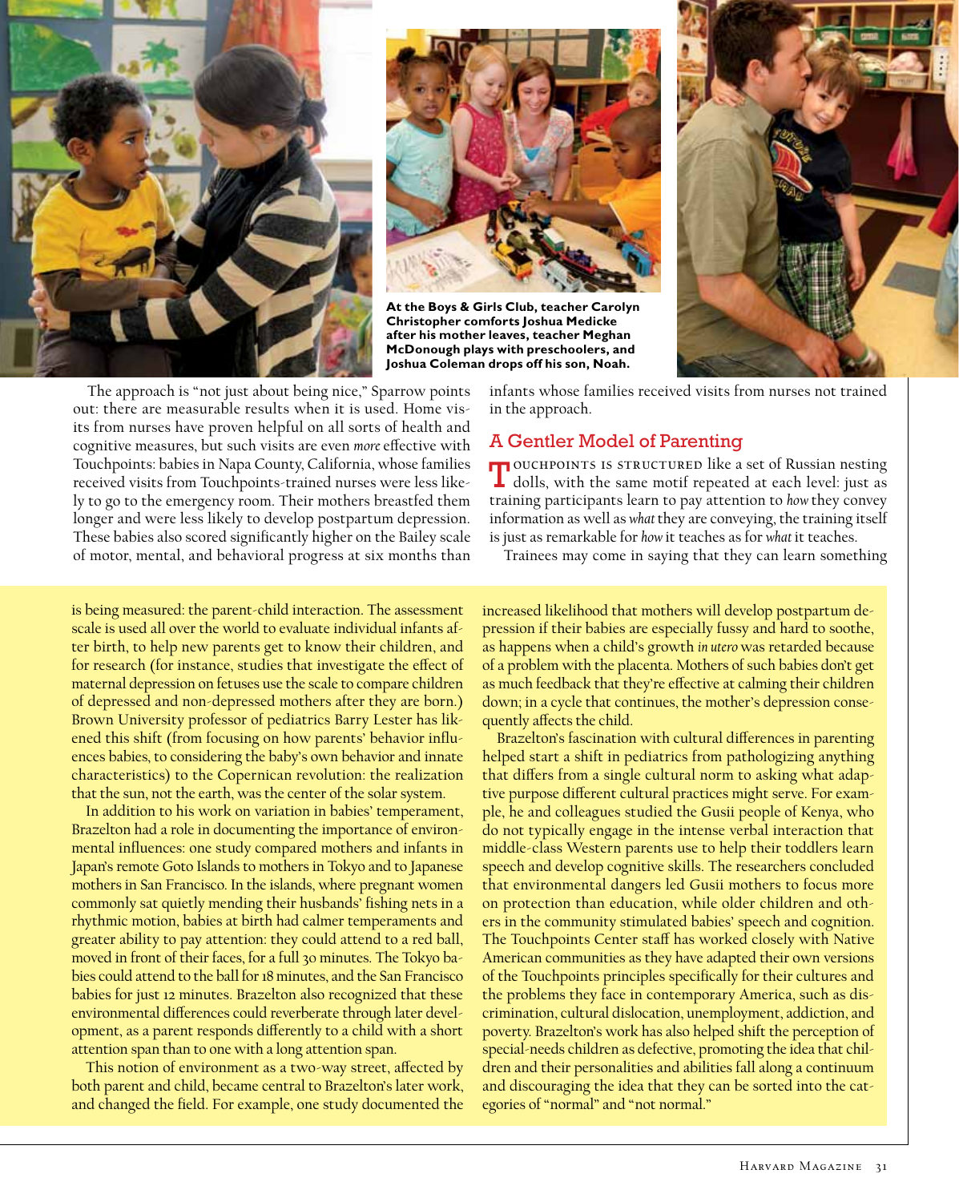At the Boys & Girls Club, teacher Carolyn Christopher comforts Joshua Medicke after his mother leaves, teacher Meghan McDonough plays with preschoolers, and Joshua Coleman drops off his son, Noah.

The approach is "not just about being nice," Sparrow points out: there are measurable results when it is used. Home visits from nurses have proven helpful on all sorts of health and cognitive measures, but such visits are even *more* effective with Touchpoints: babies in Napa County, California, whose families received visits from Touchpoints-trained nurses were less likely to go to the emergency room. Their mothers breastfed them longer and were less likely to develop postpartum depression. These babies also scored significantly higher on the Bailey scale of motor, mental, and behavioral progress at six months than infants whose families received visits from nurses not trained in the approach.

## A Gentler Model of Parenting

Touchpoints is structured like a set of Russian nesting dolls, with the same motif repeated at each level: just as training participants learn to pay attention to *how* they convey information as well as *what* they are conveying, the training itself is just as remarkable for *how* it teaches as for *what* it teaches.

Trainees may come in saying that they can learn something

is being measured: the parent-child interaction. The assessment scale is used all over the world to evaluate individual infants after birth, to help new parents get to know their children, and for research (for instance, studies that investigate the effect of maternal depression on fetuses use the scale to compare children of depressed and non-depressed mothers after they are born.) Brown University professor of pediatrics Barry Lester has likened this shift (from focusing on how parents' behavior influences babies, to considering the baby's own behavior and innate characteristics) to the Copernican revolution: the realization that the sun, not the earth, was the center of the solar system.

In addition to his work on variation in babies' temperament, Brazelton had a role in documenting the importance of environmental influences: one study compared mothers and infants in Japan's remote Goto Islands to mothers in Tokyo and to Japanese mothers in San Francisco. In the islands, where pregnant women commonly sat quietly mending their husbands' fishing nets in a rhythmic motion, babies at birth had calmer temperaments and greater ability to pay attention: they could attend to a red ball, moved in front of their faces, for a full 30 minutes. The Tokyo babies could attend to the ball for 18 minutes, and the San Francisco babies for just 12 minutes. Brazelton also recognized that these environmental differences could reverberate through later development, as a parent responds differently to a child with a short attention span than to one with a long attention span.

This notion of environment as a two-way street, affected by both parent and child, became central to Brazelton's later work, and changed the field. For example, one study documented the increased likelihood that mothers will develop postpartum depression if their babies are especially fussy and hard to soothe, as happens when a child's growth *in utero* was retarded because of a problem with the placenta. Mothers of such babies don't get as much feedback that they're effective at calming their children down; in a cycle that continues, the mother's depression consequently affects the child.

Brazelton's fascination with cultural differences in parenting helped start a shift in pediatrics from pathologizing anything that differs from a single cultural norm to asking what adaptive purpose different cultural practices might serve. For example, he and colleagues studied the Gusii people of Kenya, who do not typically engage in the intense verbal interaction that middle-class Western parents use to help their toddlers learn speech and develop cognitive skills. The researchers concluded that environmental dangers led Gusii mothers to focus more on protection than education, while older children and others in the community stimulated babies' speech and cognition. The Touchpoints Center staff has worked closely with Native American communities as they have adapted their own versions of the Touchpoints principles specifically for their cultures and the problems they face in contemporary America, such as discrimination, cultural dislocation, unemployment, addiction, and poverty. Brazelton's work has also helped shift the perception of special-needs children as defective, promoting the idea that children and their personalities and abilities fall along a continuum and discouraging the idea that they can be sorted into the categories of "normal" and "not normal."